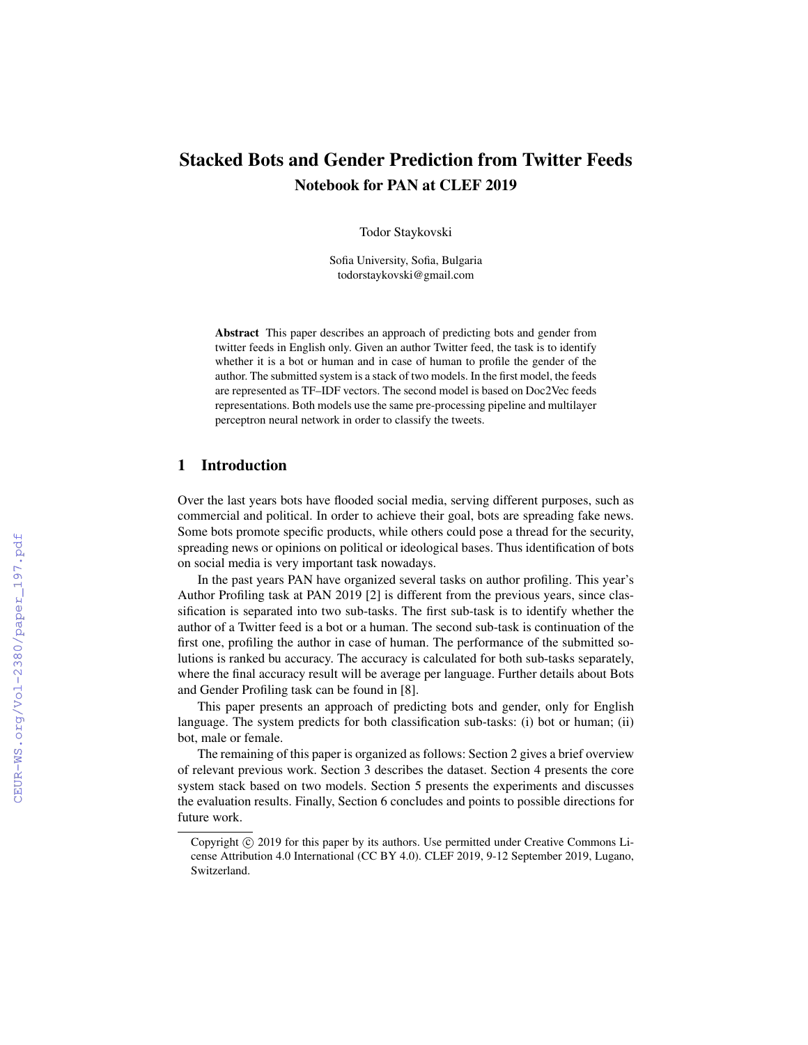# Stacked Bots and Gender Prediction from Twitter Feeds

## Notebook for PAN at CLEF 2019

Todor Staykovski

Sofia University, Sofia, Bulgaria
todorstaykovski@gmail.com

**Abstract** This paper describes an approach of predicting bots and gender from twitter feeds in English only. Given an author Twitter feed, the task is to identify whether it is a bot or human and in case of human to profile the gender of the author. The submitted system is a stack of two models. In the first model, the feeds are represented as TF–IDF vectors. The second model is based on Doc2Vec feeds representations. Both models use the same pre-processing pipeline and multilayer perceptron neural network in order to classify the tweets.

## 1 Introduction

Over the last years bots have flooded social media, serving different purposes, such as commercial and political. In order to achieve their goal, bots are spreading fake news. Some bots promote specific products, while others could pose a thread for the security, spreading news or opinions on political or ideological bases. Thus identification of bots on social media is very important task nowadays.

In the past years PAN have organized several tasks on author profiling. This year's Author Profiling task at PAN 2019 [2] is different from the previous years, since classification is separated into two sub-tasks. The first sub-task is to identify whether the author of a Twitter feed is a bot or a human. The second sub-task is continuation of the first one, profiling the author in case of human. The performance of the submitted solutions is ranked bu accuracy. The accuracy is calculated for both sub-tasks separately, where the final accuracy result will be average per language. Further details about Bots and Gender Profiling task can be found in [8].

This paper presents an approach of predicting bots and gender, only for English language. The system predicts for both classification sub-tasks: (i) bot or human; (ii) bot, male or female.

The remaining of this paper is organized as follows: Section 2 gives a brief overview of relevant previous work. Section 3 describes the dataset. Section 4 presents the core system stack based on two models. Section 5 presents the experiments and discusses the evaluation results. Finally, Section 6 concludes and points to possible directions for future work.

Copyright © 2019 for this paper by its authors. Use permitted under Creative Commons License Attribution 4.0 International (CC BY 4.0). CLEF 2019, 9-12 September 2019, Lugano, Switzerland.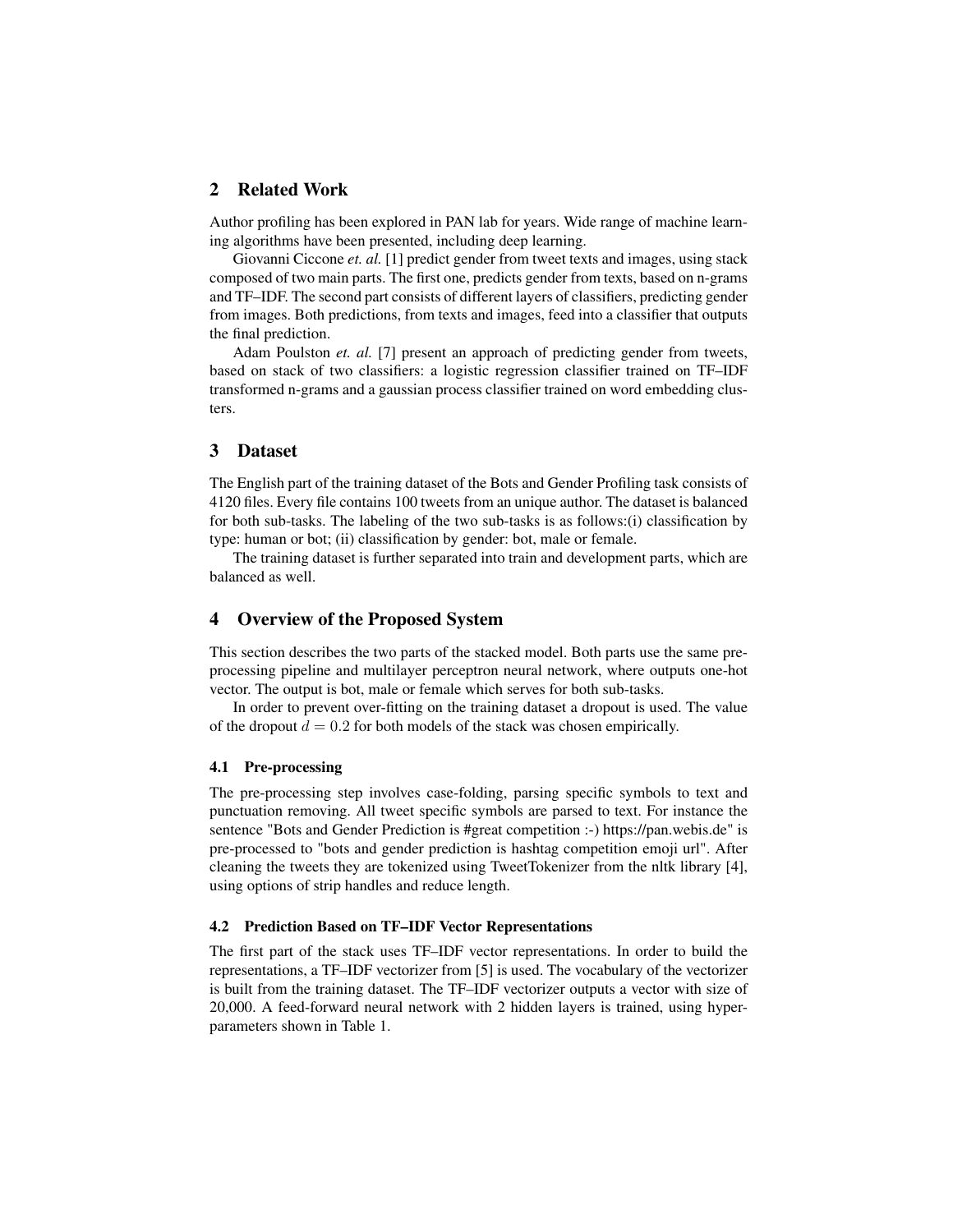## 2 Related Work

Author profiling has been explored in PAN lab for years. Wide range of machine learning algorithms have been presented, including deep learning.

Giovanni Ciccone *et. al.* [1] predict gender from tweet texts and images, using stack composed of two main parts. The first one, predicts gender from texts, based on n-grams and TF–IDF. The second part consists of different layers of classifiers, predicting gender from images. Both predictions, from texts and images, feed into a classifier that outputs the final prediction.

Adam Poulston *et. al.* [7] present an approach of predicting gender from tweets, based on stack of two classifiers: a logistic regression classifier trained on TF–IDF transformed n-grams and a gaussian process classifier trained on word embedding clusters.

## 3 Dataset

The English part of the training dataset of the Bots and Gender Profiling task consists of 4120 files. Every file contains 100 tweets from an unique author. The dataset is balanced for both sub-tasks. The labeling of the two sub-tasks is as follows:(i) classification by type: human or bot; (ii) classification by gender: bot, male or female.

The training dataset is further separated into train and development parts, which are balanced as well.

## 4 Overview of the Proposed System

This section describes the two parts of the stacked model. Both parts use the same pre-processing pipeline and multilayer perceptron neural network, where outputs one-hot vector. The output is bot, male or female which serves for both sub-tasks.

In order to prevent over-fitting on the training dataset a dropout is used. The value of the dropout $d = 0.2$ for both models of the stack was chosen empirically.

### 4.1 Pre-processing

The pre-processing step involves case-folding, parsing specific symbols to text and punctuation removing. All tweet specific symbols are parsed to text. For instance the sentence "Bots and Gender Prediction is #great competition :-) https://pan.webis.de" is pre-processed to "bots and gender prediction is hashtag competition emoji url". After cleaning the tweets they are tokenized using TweetTokenizer from the nltk library [4], using options of strip handles and reduce length.

### 4.2 Prediction Based on TF–IDF Vector Representations

The first part of the stack uses TF–IDF vector representations. In order to build the representations, a TF–IDF vectorizer from [5] is used. The vocabulary of the vectorizer is built from the training dataset. The TF–IDF vectorizer outputs a vector with size of 20,000. A feed-forward neural network with 2 hidden layers is trained, using hyper-parameters shown in Table 1.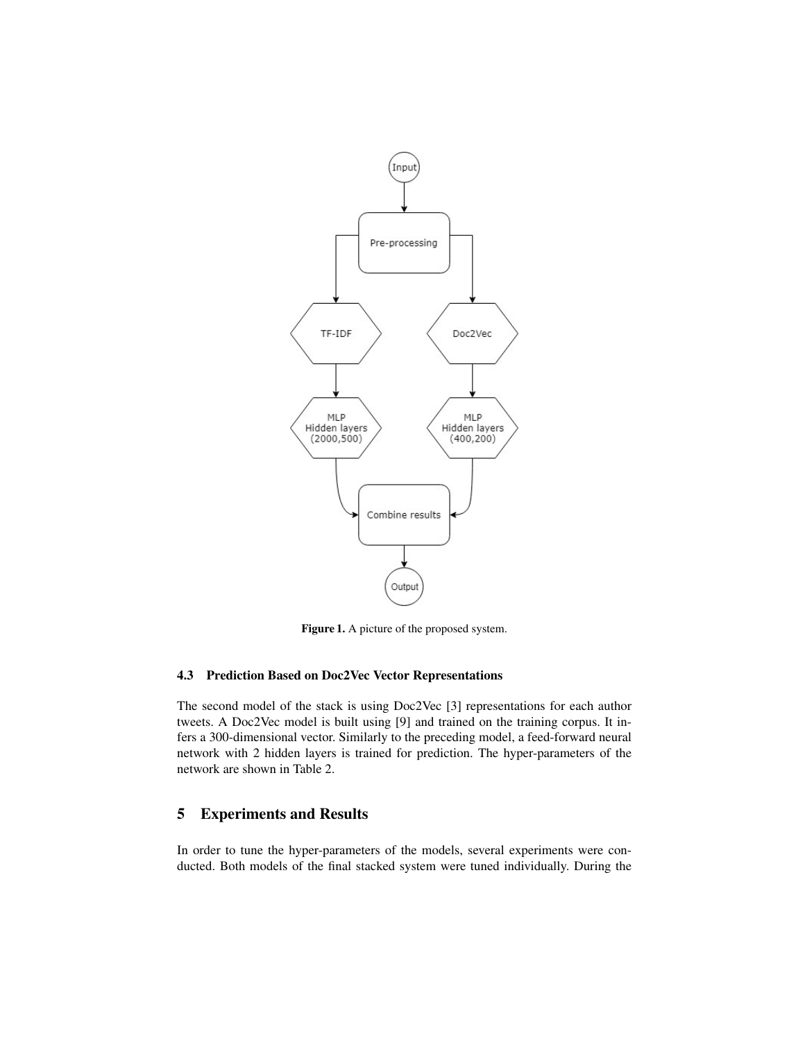**Figure 1.** A picture of the proposed system.

### 4.3 Prediction Based on Doc2Vec Vector Representations

The second model of the stack is using Doc2Vec [3] representations for each author tweets. A Doc2Vec model is built using [9] and trained on the training corpus. It infers a 300-dimensional vector. Similarly to the preceding model, a feed-forward neural network with 2 hidden layers is trained for prediction. The hyper-parameters of the network are shown in Table 2.

## 5 Experiments and Results

In order to tune the hyper-parameters of the models, several experiments were conducted. Both models of the final stacked system were tuned individually. During the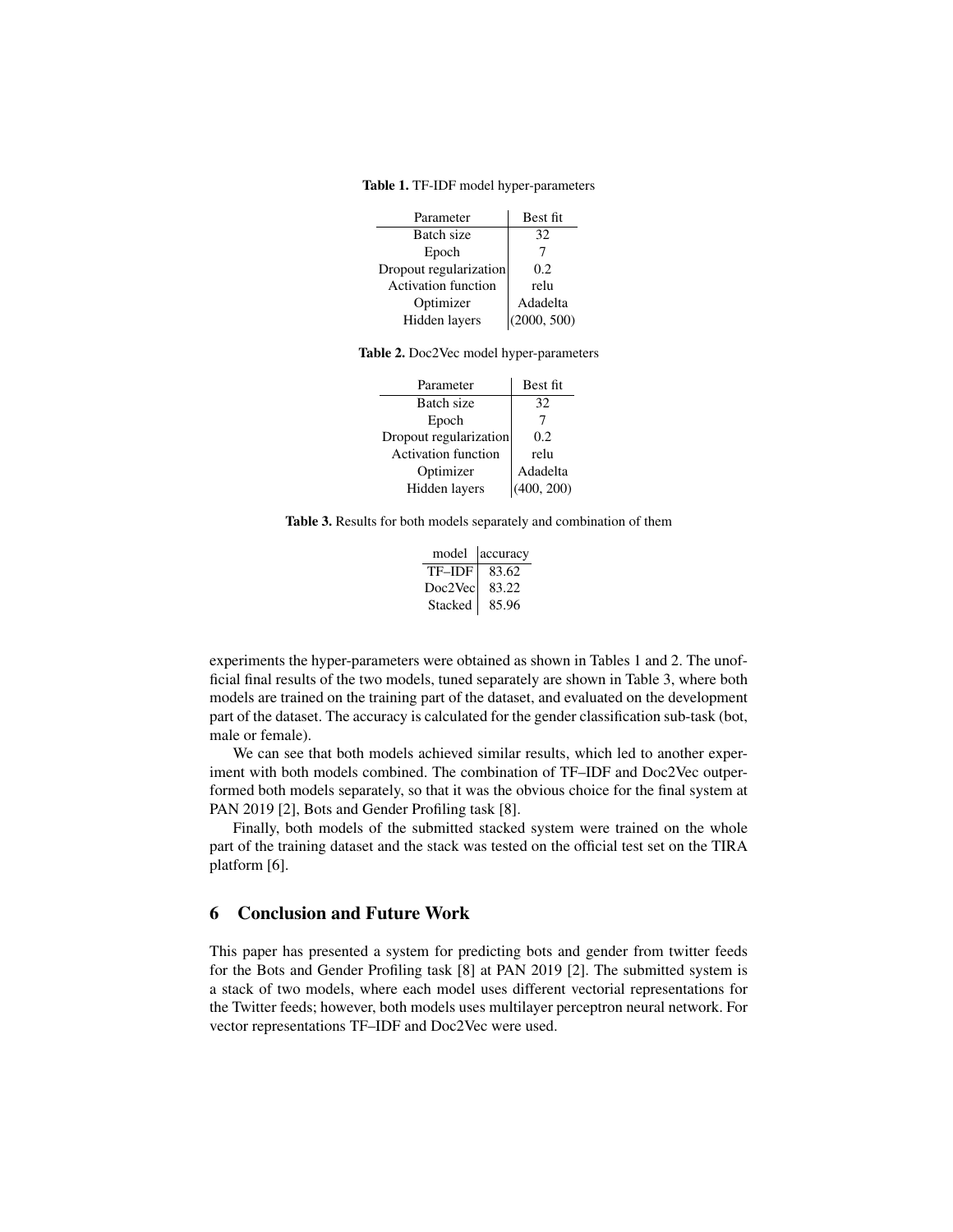**Table 1.** TF-IDF model hyper-parameters

| Parameter | Best fit |
|---|---|
| Batch size | 32 |
| Epoch | 7 |
| Dropout regularization | 0.2 |
| Activation function | relu |
| Optimizer | Adadelta |
| Hidden layers | (2000, 500) |

**Table 2.** Doc2Vec model hyper-parameters

| Parameter | Best fit |
|---|---|
| Batch size | 32 |
| Epoch | 7 |
| Dropout regularization | 0.2 |
| Activation function | relu |
| Optimizer | Adadelta |
| Hidden layers | (400, 200) |

**Table 3.** Results for both models separately and combination of them

| model | accuracy |
|---|---|
| TF–IDF | 83.62 |
| Doc2Vec | 83.22 |
| Stacked | 85.96 |

experiments the hyper-parameters were obtained as shown in Tables 1 and 2. The unofficial final results of the two models, tuned separately are shown in Table 3, where both models are trained on the training part of the dataset, and evaluated on the development part of the dataset. The accuracy is calculated for the gender classification sub-task (bot, male or female).

We can see that both models achieved similar results, which led to another experiment with both models combined. The combination of TF–IDF and Doc2Vec outperformed both models separately, so that it was the obvious choice for the final system at PAN 2019 [2], Bots and Gender Profiling task [8].

Finally, both models of the submitted stacked system were trained on the whole part of the training dataset and the stack was tested on the official test set on the TIRA platform [6].

## 6 Conclusion and Future Work

This paper has presented a system for predicting bots and gender from twitter feeds for the Bots and Gender Profiling task [8] at PAN 2019 [2]. The submitted system is a stack of two models, where each model uses different vectorial representations for the Twitter feeds; however, both models uses multilayer perceptron neural network. For vector representations TF–IDF and Doc2Vec were used.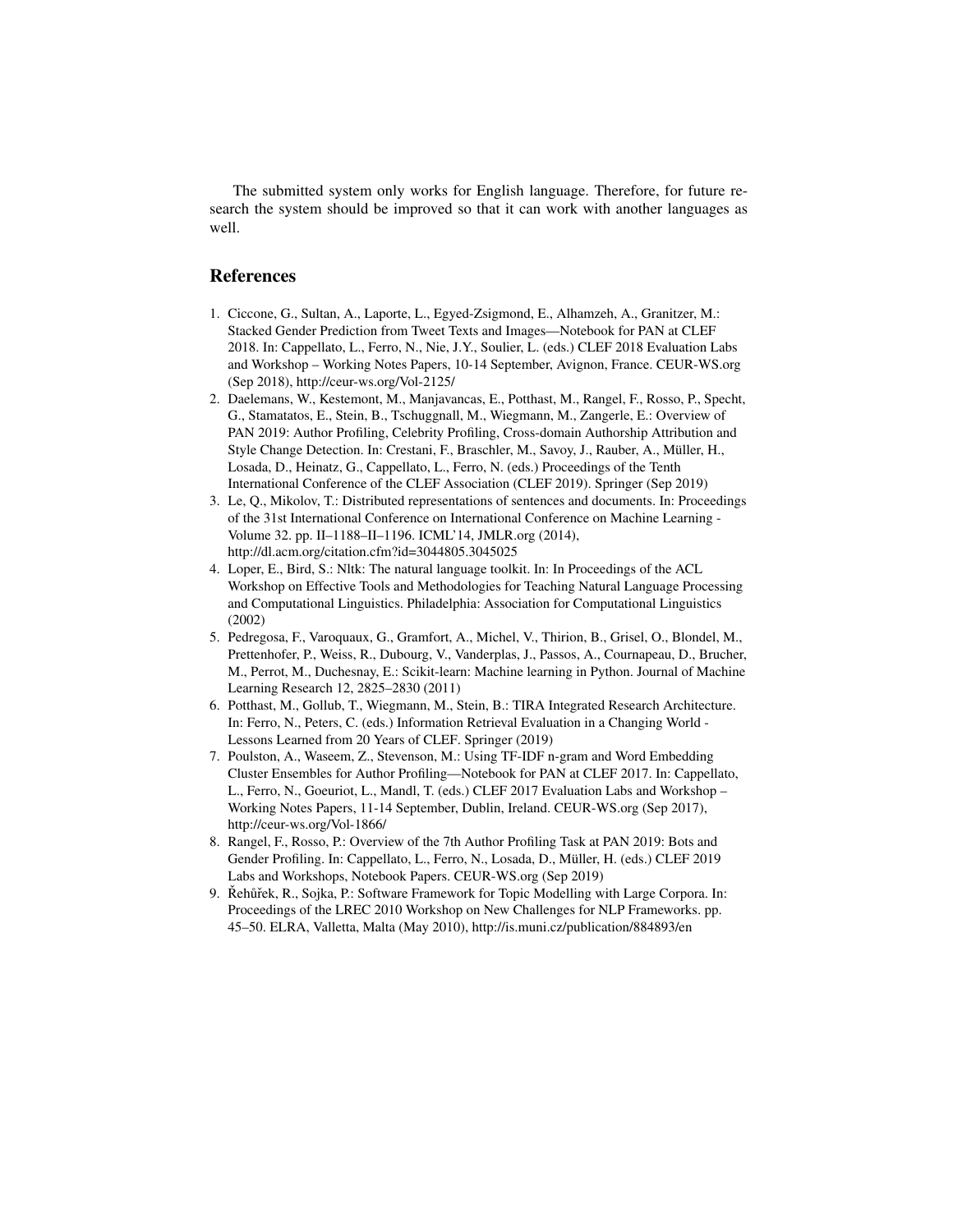The submitted system only works for English language. Therefore, for future research the system should be improved so that it can work with another languages as well.

## References

1. Ciccone, G., Sultan, A., Laporte, L., Egyed-Zsigmond, E., Alhamzeh, A., Granitzer, M.: Stacked Gender Prediction from Tweet Texts and Images—Notebook for PAN at CLEF 2018. In: Cappellato, L., Ferro, N., Nie, J.Y., Soulier, L. (eds.) CLEF 2018 Evaluation Labs and Workshop – Working Notes Papers, 10-14 September, Avignon, France. CEUR-WS.org (Sep 2018), http://ceur-ws.org/Vol-2125/
2. Daelemans, W., Kestemont, M., Manjavancas, E., Potthast, M., Rangel, F., Rosso, P., Specht, G., Stamatatos, E., Stein, B., Tschuggnall, M., Wiegmann, M., Zangerle, E.: Overview of PAN 2019: Author Profiling, Celebrity Profiling, Cross-domain Authorship Attribution and Style Change Detection. In: Crestani, F., Braschler, M., Savoy, J., Rauber, A., Müller, H., Losada, D., Heinatz, G., Cappellato, L., Ferro, N. (eds.) Proceedings of the Tenth International Conference of the CLEF Association (CLEF 2019). Springer (Sep 2019)
3. Le, Q., Mikolov, T.: Distributed representations of sentences and documents. In: Proceedings of the 31st International Conference on International Conference on Machine Learning - Volume 32. pp. II–1188–II–1196. ICML'14, JMLR.org (2014), http://dl.acm.org/citation.cfm?id=3044805.3045025
4. Loper, E., Bird, S.: Nltk: The natural language toolkit. In: In Proceedings of the ACL Workshop on Effective Tools and Methodologies for Teaching Natural Language Processing and Computational Linguistics. Philadelphia: Association for Computational Linguistics (2002)
5. Pedregosa, F., Varoquaux, G., Gramfort, A., Michel, V., Thirion, B., Grisel, O., Blondel, M., Prettenhofer, P., Weiss, R., Dubourg, V., Vanderplas, J., Passos, A., Cournapeau, D., Brucher, M., Perrot, M., Duchesnay, E.: Scikit-learn: Machine learning in Python. Journal of Machine Learning Research 12, 2825–2830 (2011)
6. Potthast, M., Gollub, T., Wiegmann, M., Stein, B.: TIRA Integrated Research Architecture. In: Ferro, N., Peters, C. (eds.) Information Retrieval Evaluation in a Changing World - Lessons Learned from 20 Years of CLEF. Springer (2019)
7. Poulston, A., Waseem, Z., Stevenson, M.: Using TF-IDF n-gram and Word Embedding Cluster Ensembles for Author Profiling—Notebook for PAN at CLEF 2017. In: Cappellato, L., Ferro, N., Goeuriot, L., Mandl, T. (eds.) CLEF 2017 Evaluation Labs and Workshop – Working Notes Papers, 11-14 September, Dublin, Ireland. CEUR-WS.org (Sep 2017), http://ceur-ws.org/Vol-1866/
8. Rangel, F., Rosso, P.: Overview of the 7th Author Profiling Task at PAN 2019: Bots and Gender Profiling. In: Cappellato, L., Ferro, N., Losada, D., Müller, H. (eds.) CLEF 2019 Labs and Workshops, Notebook Papers. CEUR-WS.org (Sep 2019)
9. Řehůřek, R., Sojka, P.: Software Framework for Topic Modelling with Large Corpora. In: Proceedings of the LREC 2010 Workshop on New Challenges for NLP Frameworks. pp. 45–50. ELRA, Valletta, Malta (May 2010), http://is.muni.cz/publication/884893/en